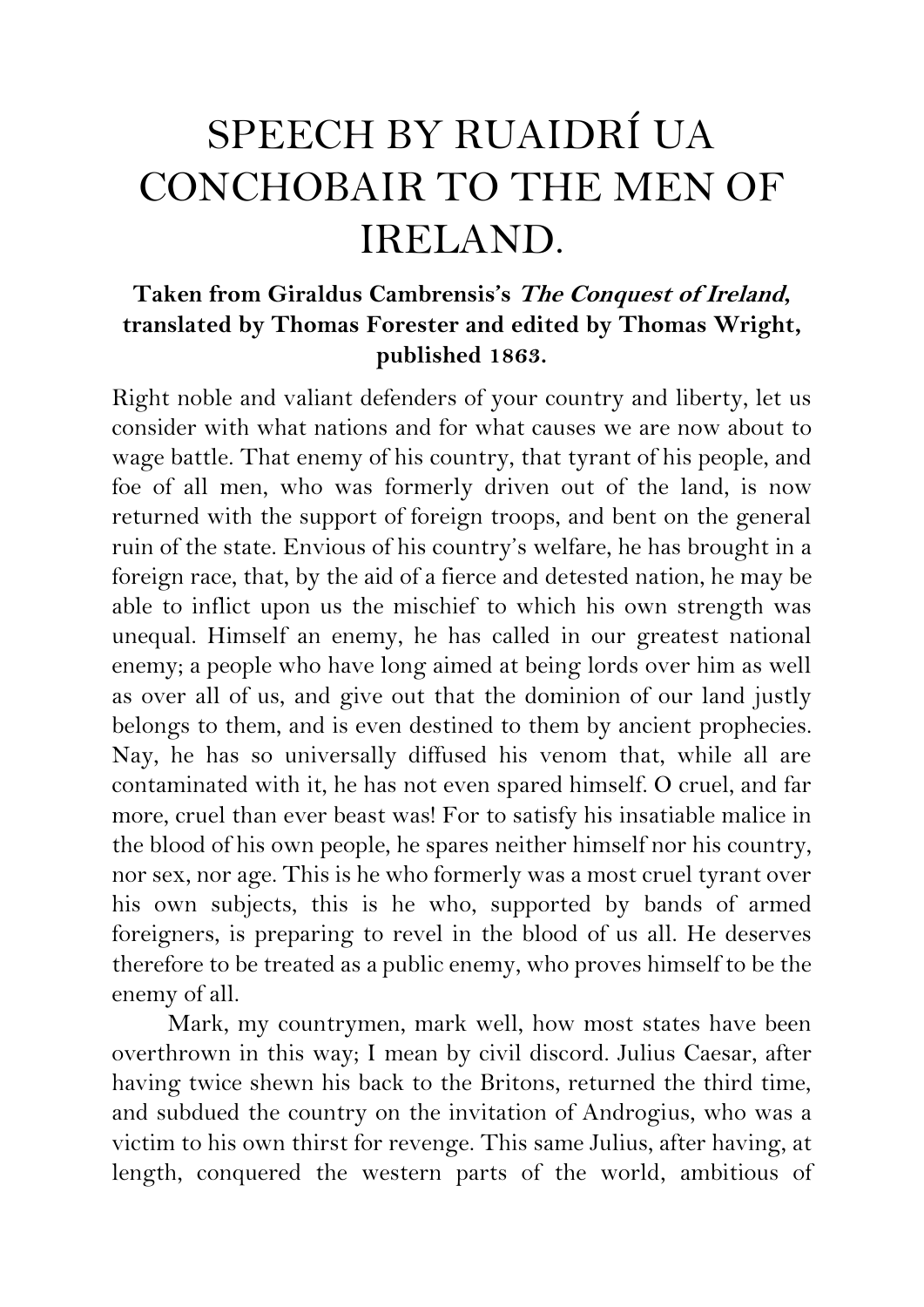# SPEECH BY RUAIDRÍ UA CONCHOBAIR TO THE MEN OF IRELAND.

**Taken from Giraldus Cambrensis's *The Conquest of Ireland*, translated by Thomas Forester and edited by Thomas Wright, published 1863.**

Right noble and valiant defenders of your country and liberty, let us consider with what nations and for what causes we are now about to wage battle. That enemy of his country, that tyrant of his people, and foe of all men, who was formerly driven out of the land, is now returned with the support of foreign troops, and bent on the general ruin of the state. Envious of his country's welfare, he has brought in a foreign race, that, by the aid of a fierce and detested nation, he may be able to inflict upon us the mischief to which his own strength was unequal. Himself an enemy, he has called in our greatest national enemy; a people who have long aimed at being lords over him as well as over all of us, and give out that the dominion of our land justly belongs to them, and is even destined to them by ancient prophecies. Nay, he has so universally diffused his venom that, while all are contaminated with it, he has not even spared himself. O cruel, and far more, cruel than ever beast was! For to satisfy his insatiable malice in the blood of his own people, he spares neither himself nor his country, nor sex, nor age. This is he who formerly was a most cruel tyrant over his own subjects, this is he who, supported by bands of armed foreigners, is preparing to revel in the blood of us all. He deserves therefore to be treated as a public enemy, who proves himself to be the enemy of all.

Mark, my countrymen, mark well, how most states have been overthrown in this way; I mean by civil discord. Julius Caesar, after having twice shewn his back to the Britons, returned the third time, and subdued the country on the invitation of Androgius, who was a victim to his own thirst for revenge. This same Julius, after having, at length, conquered the western parts of the world, ambitious of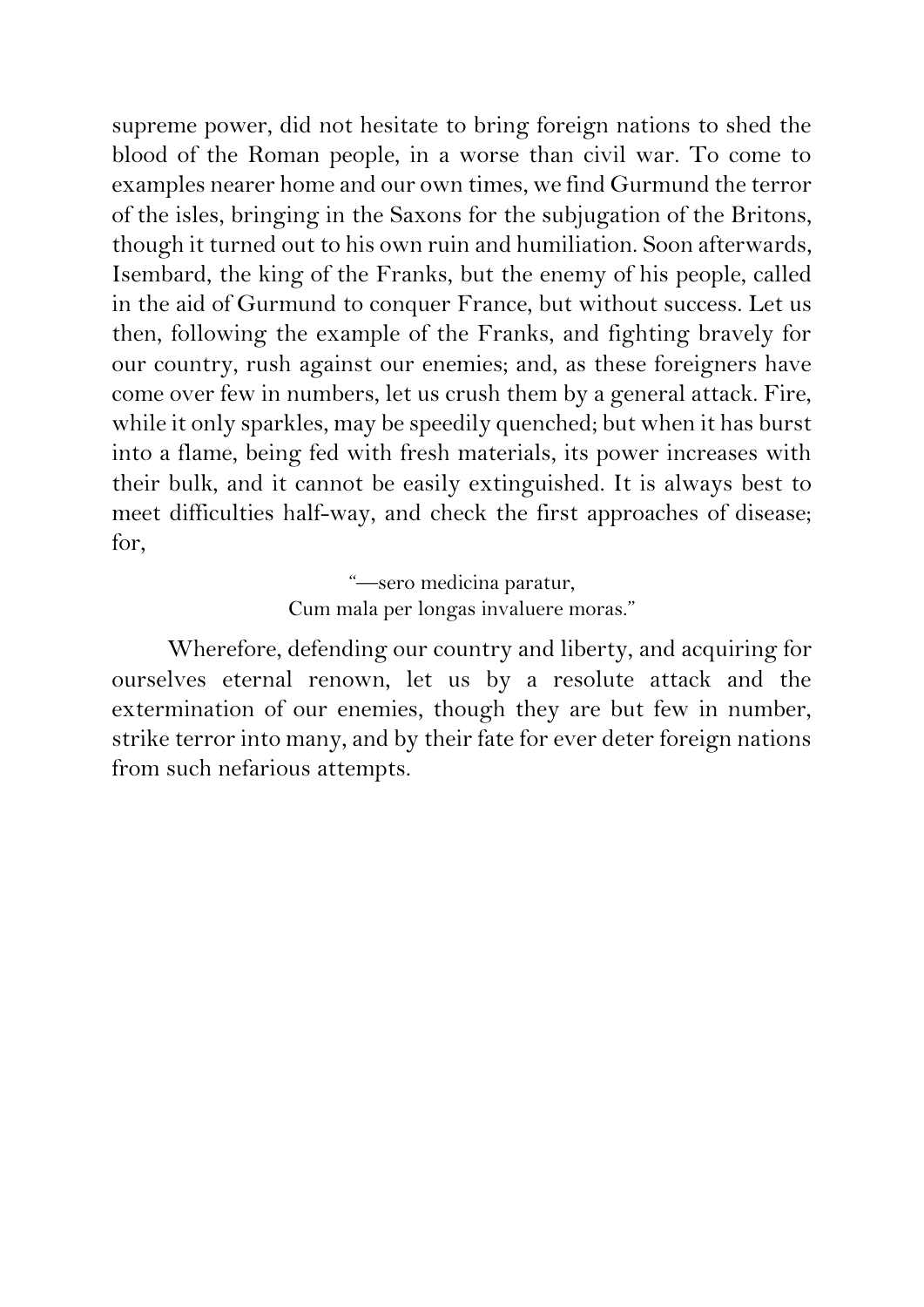supreme power, did not hesitate to bring foreign nations to shed the blood of the Roman people, in a worse than civil war. To come to examples nearer home and our own times, we find Gurmund the terror of the isles, bringing in the Saxons for the subjugation of the Britons, though it turned out to his own ruin and humiliation. Soon afterwards, Isembard, the king of the Franks, but the enemy of his people, called in the aid of Gurmund to conquer France, but without success. Let us then, following the example of the Franks, and fighting bravely for our country, rush against our enemies; and, as these foreigners have come over few in numbers, let us crush them by a general attack. Fire, while it only sparkles, may be speedily quenched; but when it has burst into a flame, being fed with fresh materials, its power increases with their bulk, and it cannot be easily extinguished. It is always best to meet difficulties half-way, and check the first approaches of disease; for,

> "—sero medicina paratur,
> Cum mala per longas invaluere moras."

Wherefore, defending our country and liberty, and acquiring for ourselves eternal renown, let us by a resolute attack and the extermination of our enemies, though they are but few in number, strike terror into many, and by their fate for ever deter foreign nations from such nefarious attempts.